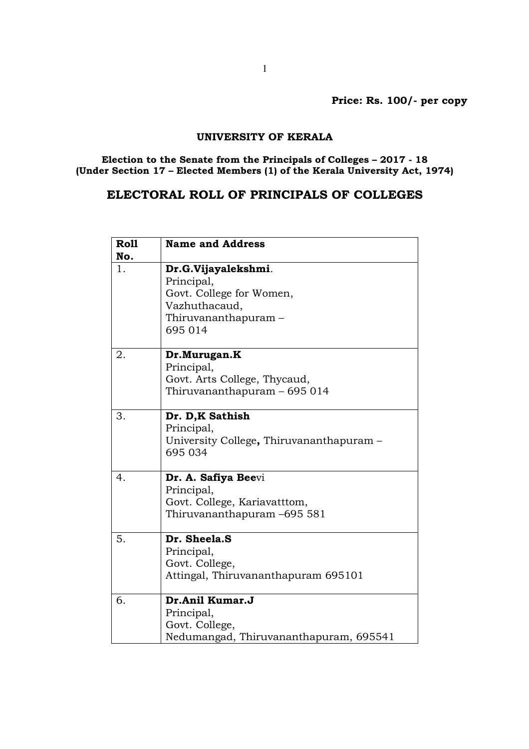**Price: Rs. 100/- per copy**

**UNIVERSITY OF KERALA**

**Election to the Senate from the Principals of Colleges – 2017 - 18**
**(Under Section 17 – Elected Members (1) of the Kerala University Act, 1974)**

## ELECTORAL ROLL OF PRINCIPALS OF COLLEGES

| Roll No. | Name and Address |
|---|---|
| 1. | **Dr.G.Vijayalekshmi**.<br>Principal,<br>Govt. College for Women,<br>Vazhuthacaud,<br>Thiruvananthapuram –<br>695 014 |
| 2. | **Dr.Murugan.K**<br>Principal,<br>Govt. Arts College, Thycaud,<br>Thiruvananthapuram – 695 014 |
| 3. | **Dr. D,K Sathish**<br>Principal,<br>University College**,** Thiruvananthapuram –<br>695 034 |
| 4. | **Dr. A. Safiya Bee**vi<br>Principal,<br>Govt. College, Kariavatttom,<br>Thiruvananthapuram –695 581 |
| 5. | **Dr. Sheela.S**<br>Principal,<br>Govt. College,<br>Attingal, Thiruvananthapuram 695101 |
| 6. | **Dr.Anil Kumar.J**<br>Principal,<br>Govt. College,<br>Nedumangad, Thiruvananthapuram, 695541 |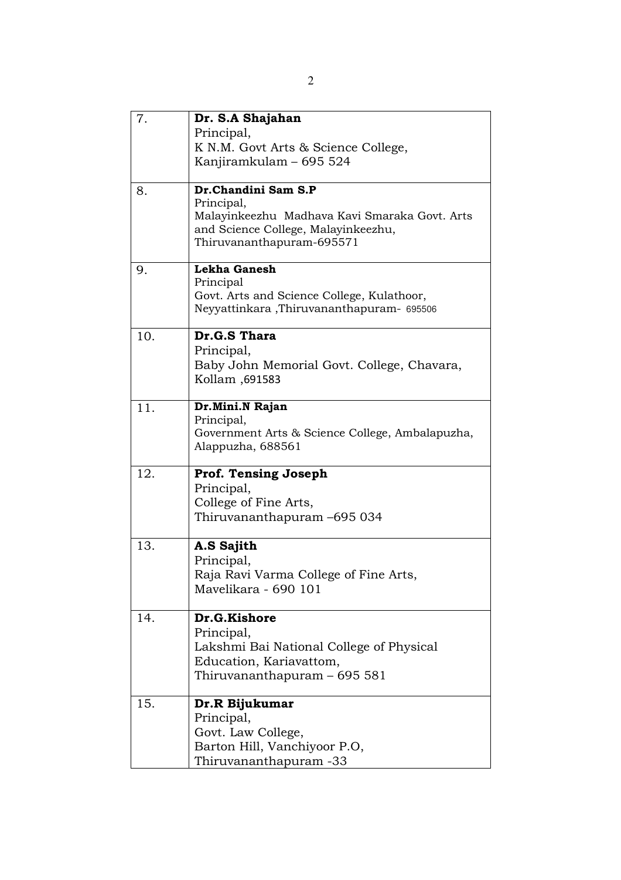| | |
|---|---|
| 7. | **Dr. S.A Shajahan**<br>Principal,<br>K N.M. Govt Arts & Science College,<br>Kanjiramkulam – 695 524 |
| 8. | **Dr.Chandini Sam S.P**<br>Principal,<br>Malayinkeezhu Madhava Kavi Smaraka Govt. Arts and Science College, Malayinkeezhu,<br>Thiruvananthapuram-695571 |
| 9. | **Lekha Ganesh**<br>Principal<br>Govt. Arts and Science College, Kulathoor,<br>Neyyattinkara ,Thiruvananthapuram- 695506 |
| 10. | **Dr.G.S Thara**<br>Principal,<br>Baby John Memorial Govt. College, Chavara,<br>Kollam ,691583 |
| 11. | **Dr.Mini.N Rajan**<br>Principal,<br>Government Arts & Science College, Ambalapuzha,<br>Alappuzha, 688561 |
| 12. | **Prof. Tensing Joseph**<br>Principal,<br>College of Fine Arts,<br>Thiruvananthapuram –695 034 |
| 13. | **A.S Sajith**<br>Principal,<br>Raja Ravi Varma College of Fine Arts,<br>Mavelikara - 690 101 |
| 14. | **Dr.G.Kishore**<br>Principal,<br>Lakshmi Bai National College of Physical Education, Kariavattom,<br>Thiruvananthapuram – 695 581 |
| 15. | **Dr.R Bijukumar**<br>Principal,<br>Govt. Law College,<br>Barton Hill, Vanchiyoor P.O,<br>Thiruvananthapuram -33 |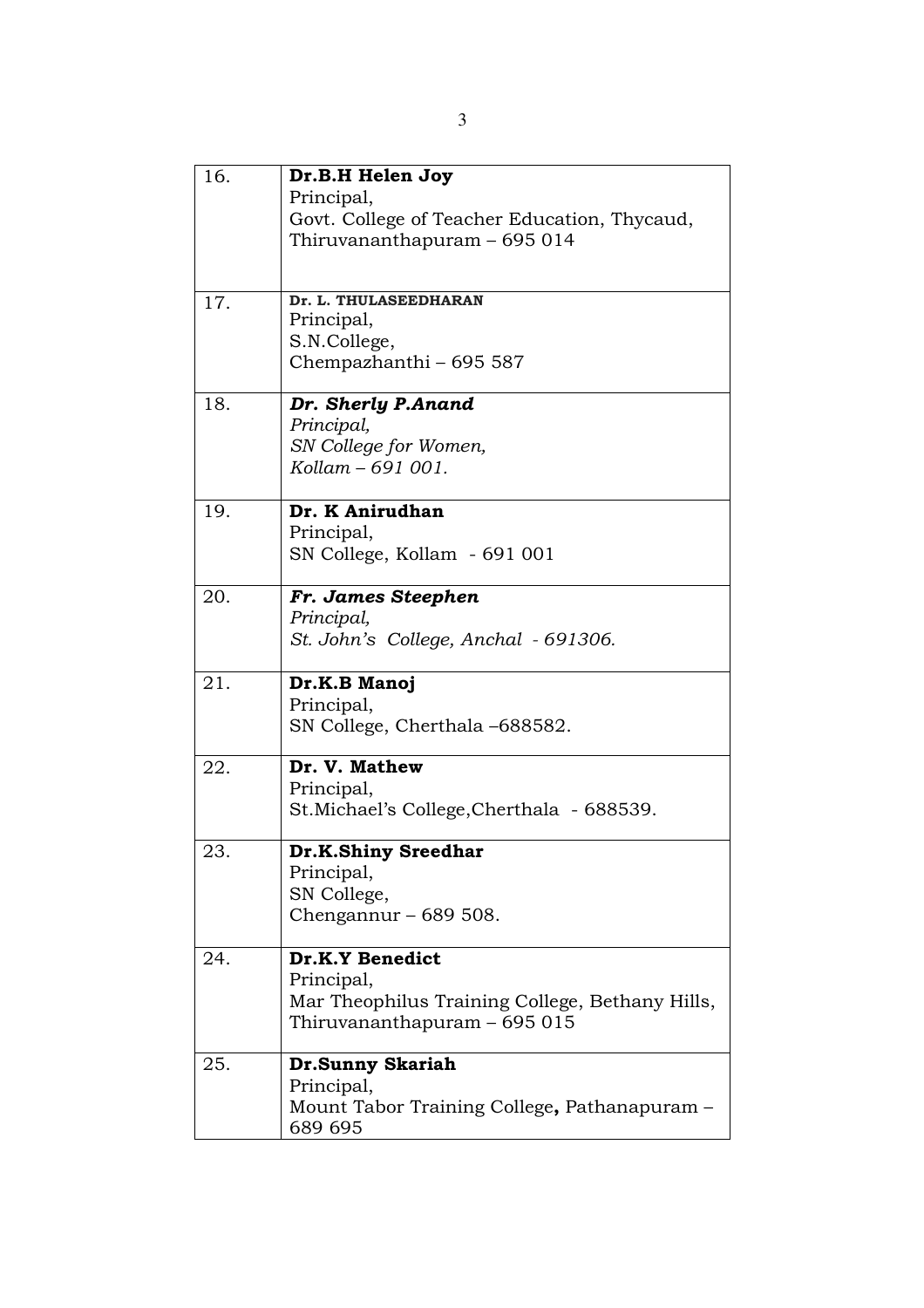| | |
|---|---|
| 16. | **Dr.B.H Helen Joy**<br>Principal,<br>Govt. College of Teacher Education, Thycaud,<br>Thiruvananthapuram – 695 014 |
| 17. | **Dr. L. THULASEEDHARAN**<br>Principal,<br>S.N.College,<br>Chempazhanthi – 695 587 |
| 18. | ***Dr. Sherly P.Anand***<br>*Principal,*<br>*SN College for Women,*<br>*Kollam – 691 001.* |
| 19. | **Dr. K Anirudhan**<br>Principal,<br>SN College, Kollam - 691 001 |
| 20. | ***Fr. James Steephen***<br>*Principal,*<br>*St. John's College, Anchal - 691306.* |
| 21. | **Dr.K.B Manoj**<br>Principal,<br>SN College, Cherthala –688582. |
| 22. | **Dr. V. Mathew**<br>Principal,<br>St.Michael's College,Cherthala - 688539. |
| 23. | **Dr.K.Shiny Sreedhar**<br>Principal,<br>SN College,<br>Chengannur – 689 508. |
| 24. | **Dr.K.Y Benedict**<br>Principal,<br>Mar Theophilus Training College, Bethany Hills,<br>Thiruvananthapuram – 695 015 |
| 25. | **Dr.Sunny Skariah**<br>Principal,<br>Mount Tabor Training College**,** Pathanapuram – 689 695 |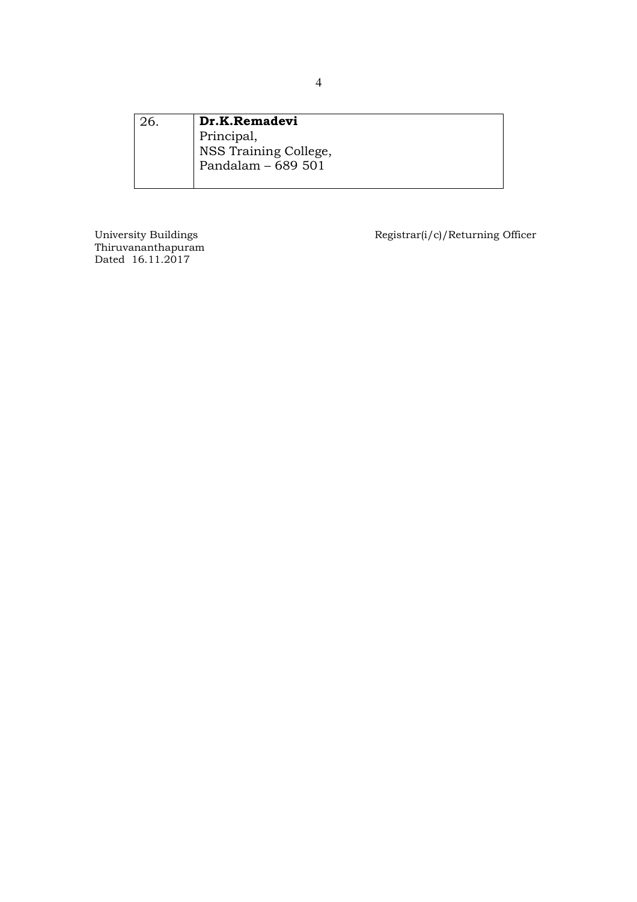| | |
|---|---|
| 26. | **Dr.K.Remadevi**<br>Principal,<br>NSS Training College,<br>Pandalam – 689 501 |

University Buildings
Thiruvananthapuram
Dated 16.11.2017

Registrar(i/c)/Returning Officer